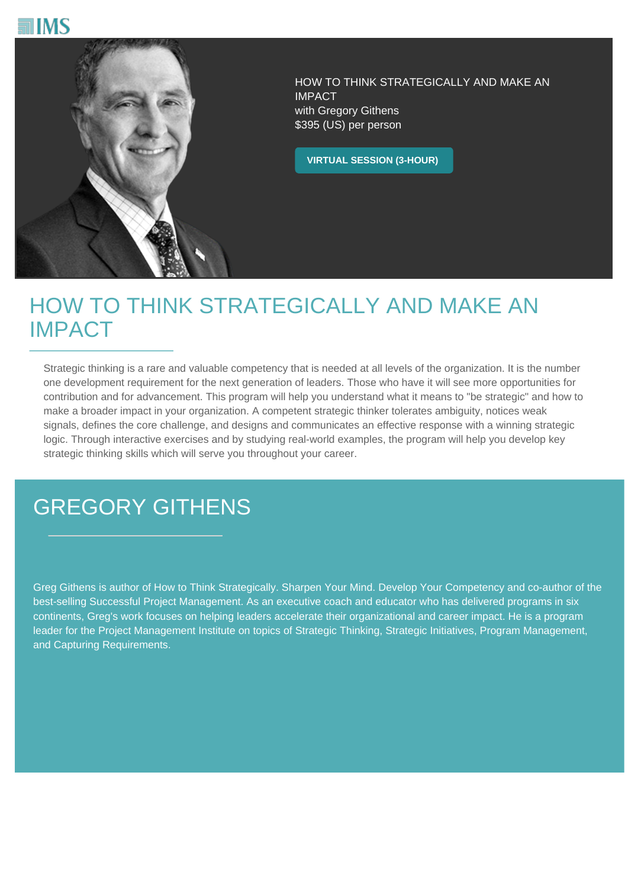IMS

HOW TO THINK STRATEGICALLY AND MAKE AN IMPACT
with Gregory Githens
$395 (US) per person

**VIRTUAL SESSION (3-HOUR)**

# HOW TO THINK STRATEGICALLY AND MAKE AN IMPACT

Strategic thinking is a rare and valuable competency that is needed at all levels of the organization. It is the number one development requirement for the next generation of leaders. Those who have it will see more opportunities for contribution and for advancement. This program will help you understand what it means to "be strategic" and how to make a broader impact in your organization. A competent strategic thinker tolerates ambiguity, notices weak signals, defines the core challenge, and designs and communicates an effective response with a winning strategic logic. Through interactive exercises and by studying real-world examples, the program will help you develop key strategic thinking skills which will serve you throughout your career.

## GREGORY GITHENS

Greg Githens is author of How to Think Strategically. Sharpen Your Mind. Develop Your Competency and co-author of the best-selling Successful Project Management. As an executive coach and educator who has delivered programs in six continents, Greg's work focuses on helping leaders accelerate their organizational and career impact. He is a program leader for the Project Management Institute on topics of Strategic Thinking, Strategic Initiatives, Program Management, and Capturing Requirements.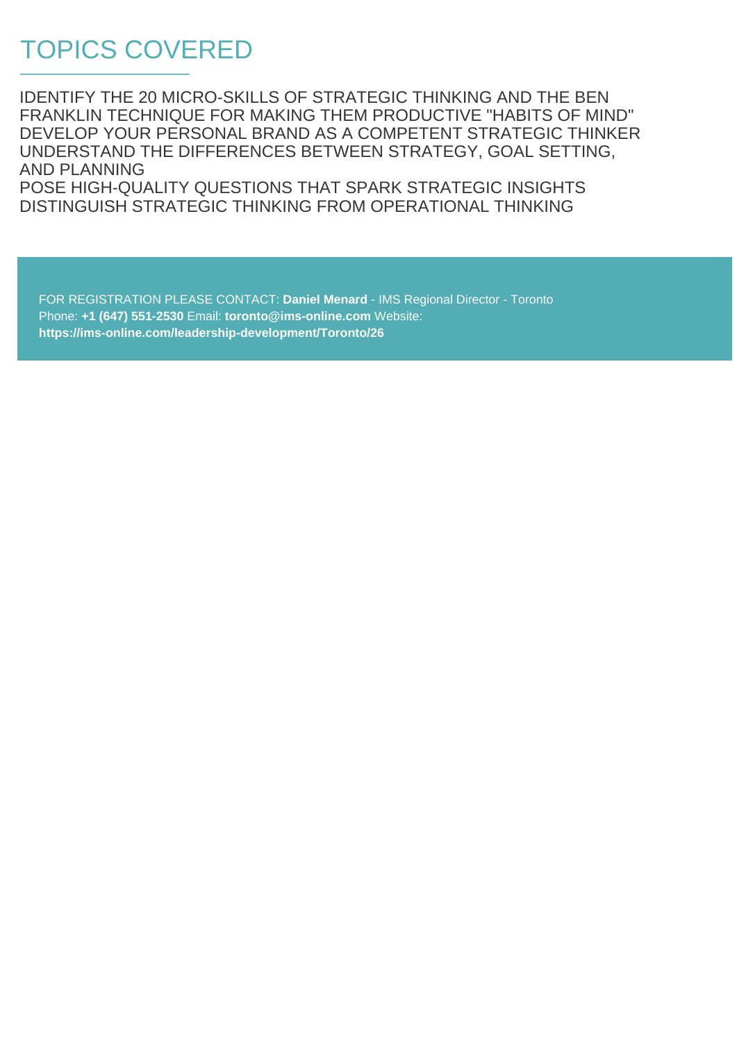# TOPICS COVERED

IDENTIFY THE 20 MICRO-SKILLS OF STRATEGIC THINKING AND THE BEN FRANKLIN TECHNIQUE FOR MAKING THEM PRODUCTIVE "HABITS OF MIND"
DEVELOP YOUR PERSONAL BRAND AS A COMPETENT STRATEGIC THINKER
UNDERSTAND THE DIFFERENCES BETWEEN STRATEGY, GOAL SETTING, AND PLANNING
POSE HIGH-QUALITY QUESTIONS THAT SPARK STRATEGIC INSIGHTS
DISTINGUISH STRATEGIC THINKING FROM OPERATIONAL THINKING

FOR REGISTRATION PLEASE CONTACT: **Daniel Menard** - IMS Regional Director - Toronto
Phone: **+1 (647) 551-2530** Email: **toronto@ims-online.com** Website:
**https://ims-online.com/leadership-development/Toronto/26**